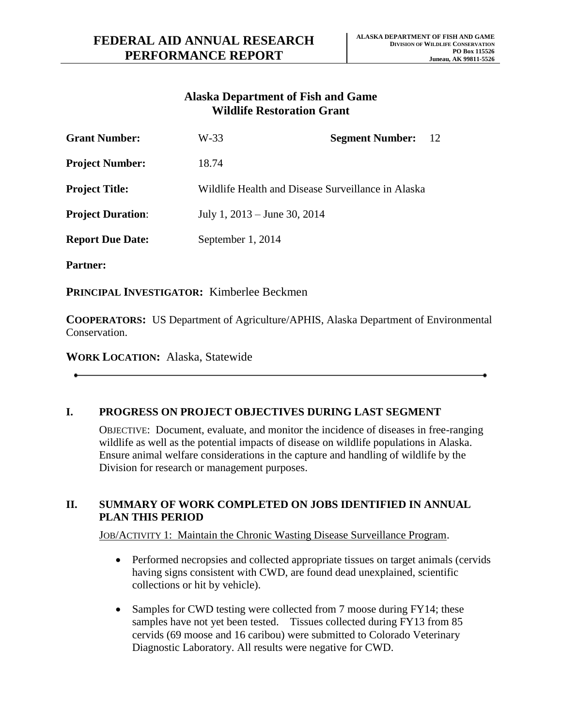# FEDERAL AID ANNUAL RESEARCH PERFORMANCE REPORT

**ALASKA DEPARTMENT OF FISH AND GAME**
**DIVISION OF WILDLIFE CONSERVATION**
**PO Box 115526**
**Juneau, AK 99811-5526**

## Alaska Department of Fish and Game
## Wildlife Restoration Grant

**Grant Number:** W-33 **Segment Number:** 12

**Project Number:** 18.74

**Project Title:** Wildlife Health and Disease Surveillance in Alaska

**Project Duration**: July 1, 2013 – June 30, 2014

**Report Due Date:** September 1, 2014

**Partner:**

**PRINCIPAL INVESTIGATOR:** Kimberlee Beckmen

**COOPERATORS:** US Department of Agriculture/APHIS, Alaska Department of Environmental Conservation.

**WORK LOCATION:** Alaska, Statewide

---

## I. PROGRESS ON PROJECT OBJECTIVES DURING LAST SEGMENT

OBJECTIVE: Document, evaluate, and monitor the incidence of diseases in free-ranging wildlife as well as the potential impacts of disease on wildlife populations in Alaska. Ensure animal welfare considerations in the capture and handling of wildlife by the Division for research or management purposes.

## II. SUMMARY OF WORK COMPLETED ON JOBS IDENTIFIED IN ANNUAL PLAN THIS PERIOD

JOB/ACTIVITY 1: Maintain the Chronic Wasting Disease Surveillance Program.

- Performed necropsies and collected appropriate tissues on target animals (cervids having signs consistent with CWD, are found dead unexplained, scientific collections or hit by vehicle).
- Samples for CWD testing were collected from 7 moose during FY14; these samples have not yet been tested. Tissues collected during FY13 from 85 cervids (69 moose and 16 caribou) were submitted to Colorado Veterinary Diagnostic Laboratory. All results were negative for CWD.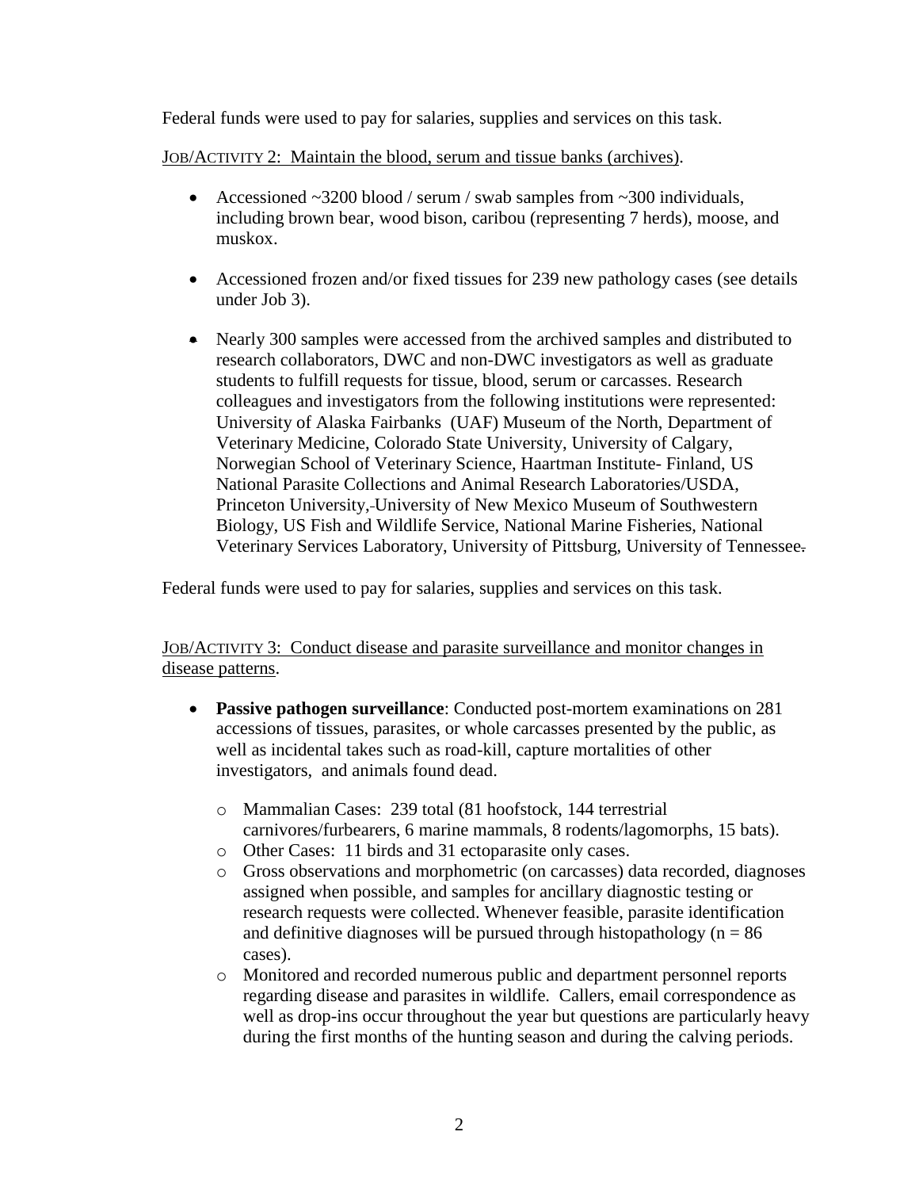Federal funds were used to pay for salaries, supplies and services on this task.

JOB/ACTIVITY 2: Maintain the blood, serum and tissue banks (archives).

- Accessioned ~3200 blood / serum / swab samples from ~300 individuals, including brown bear, wood bison, caribou (representing 7 herds), moose, and muskox.
- Accessioned frozen and/or fixed tissues for 239 new pathology cases (see details under Job 3).
- Nearly 300 samples were accessed from the archived samples and distributed to research collaborators, DWC and non-DWC investigators as well as graduate students to fulfill requests for tissue, blood, serum or carcasses. Research colleagues and investigators from the following institutions were represented: University of Alaska Fairbanks (UAF) Museum of the North, Department of Veterinary Medicine, Colorado State University, University of Calgary, Norwegian School of Veterinary Science, Haartman Institute- Finland, US National Parasite Collections and Animal Research Laboratories/USDA, Princeton University, University of New Mexico Museum of Southwestern Biology, US Fish and Wildlife Service, National Marine Fisheries, National Veterinary Services Laboratory, University of Pittsburg, University of Tennessee.

Federal funds were used to pay for salaries, supplies and services on this task.

JOB/ACTIVITY 3: Conduct disease and parasite surveillance and monitor changes in disease patterns.

- **Passive pathogen surveillance**: Conducted post-mortem examinations on 281 accessions of tissues, parasites, or whole carcasses presented by the public, as well as incidental takes such as road-kill, capture mortalities of other investigators, and animals found dead.
  - Mammalian Cases: 239 total (81 hoofstock, 144 terrestrial carnivores/furbearers, 6 marine mammals, 8 rodents/lagomorphs, 15 bats).
  - Other Cases: 11 birds and 31 ectoparasite only cases.
  - Gross observations and morphometric (on carcasses) data recorded, diagnoses assigned when possible, and samples for ancillary diagnostic testing or research requests were collected. Whenever feasible, parasite identification and definitive diagnoses will be pursued through histopathology (n = 86 cases).
  - Monitored and recorded numerous public and department personnel reports regarding disease and parasites in wildlife. Callers, email correspondence as well as drop-ins occur throughout the year but questions are particularly heavy during the first months of the hunting season and during the calving periods.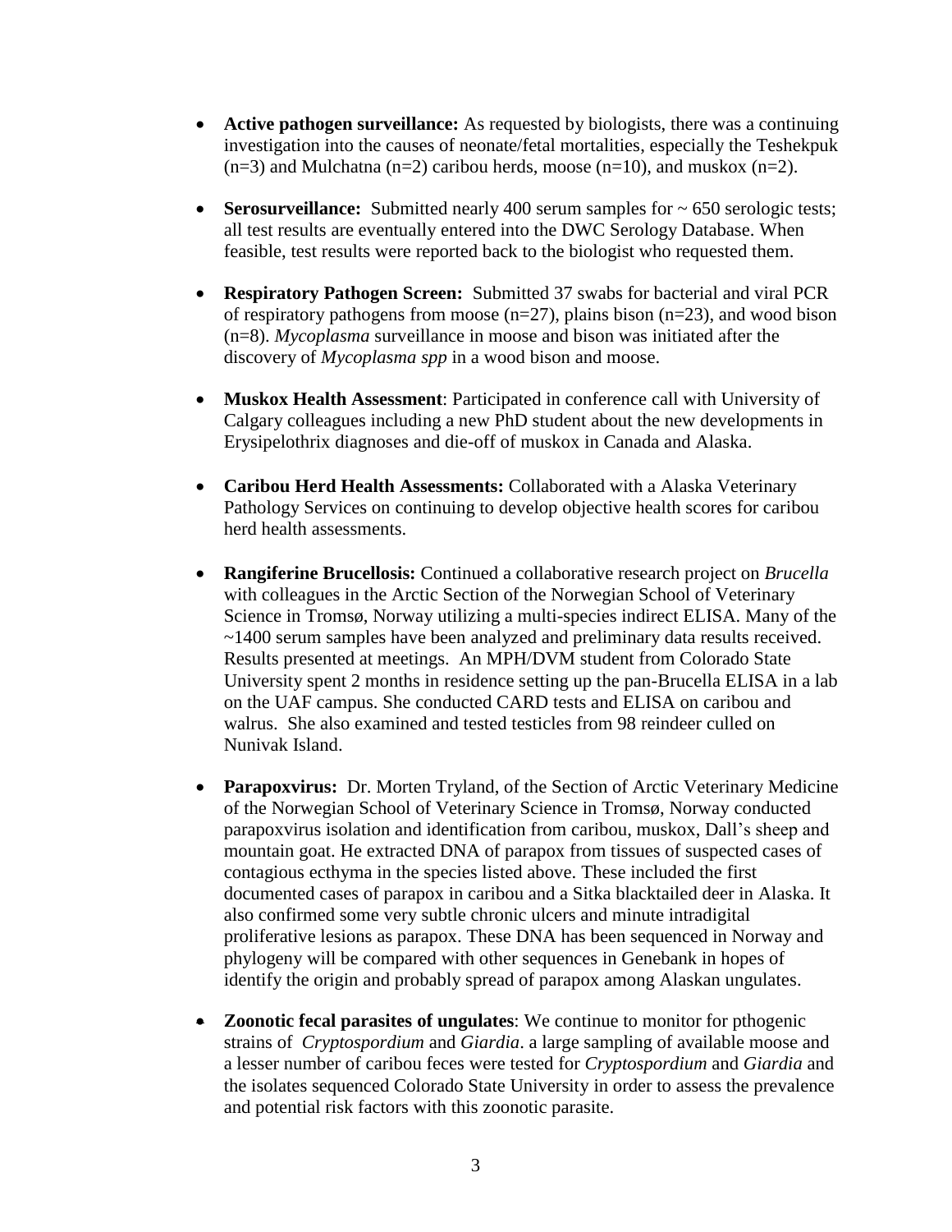- **Active pathogen surveillance:** As requested by biologists, there was a continuing investigation into the causes of neonate/fetal mortalities, especially the Teshekpuk (n=3) and Mulchatna (n=2) caribou herds, moose (n=10), and muskox (n=2).

- **Serosurveillance:** Submitted nearly 400 serum samples for ~ 650 serologic tests; all test results are eventually entered into the DWC Serology Database. When feasible, test results were reported back to the biologist who requested them.

- **Respiratory Pathogen Screen:** Submitted 37 swabs for bacterial and viral PCR of respiratory pathogens from moose (n=27), plains bison (n=23), and wood bison (n=8). *Mycoplasma* surveillance in moose and bison was initiated after the discovery of *Mycoplasma spp* in a wood bison and moose.

- **Muskox Health Assessment**: Participated in conference call with University of Calgary colleagues including a new PhD student about the new developments in Erysipelothrix diagnoses and die-off of muskox in Canada and Alaska.

- **Caribou Herd Health Assessments:** Collaborated with a Alaska Veterinary Pathology Services on continuing to develop objective health scores for caribou herd health assessments.

- **Rangiferine Brucellosis:** Continued a collaborative research project on *Brucella* with colleagues in the Arctic Section of the Norwegian School of Veterinary Science in Tromsø, Norway utilizing a multi-species indirect ELISA. Many of the ~1400 serum samples have been analyzed and preliminary data results received. Results presented at meetings. An MPH/DVM student from Colorado State University spent 2 months in residence setting up the pan-Brucella ELISA in a lab on the UAF campus. She conducted CARD tests and ELISA on caribou and walrus. She also examined and tested testicles from 98 reindeer culled on Nunivak Island.

- **Parapoxvirus:** Dr. Morten Tryland, of the Section of Arctic Veterinary Medicine of the Norwegian School of Veterinary Science in Tromsø, Norway conducted parapoxvirus isolation and identification from caribou, muskox, Dall's sheep and mountain goat. He extracted DNA of parapox from tissues of suspected cases of contagious ecthyma in the species listed above. These included the first documented cases of parapox in caribou and a Sitka blacktailed deer in Alaska. It also confirmed some very subtle chronic ulcers and minute intradigital proliferative lesions as parapox. These DNA has been sequenced in Norway and phylogeny will be compared with other sequences in Genebank in hopes of identify the origin and probably spread of parapox among Alaskan ungulates.

- **Zoonotic fecal parasites of ungulates**: We continue to monitor for pthogenic strains of *Cryptospordium* and *Giardia*. a large sampling of available moose and a lesser number of caribou feces were tested for *Cryptospordium* and *Giardia* and the isolates sequenced Colorado State University in order to assess the prevalence and potential risk factors with this zoonotic parasite.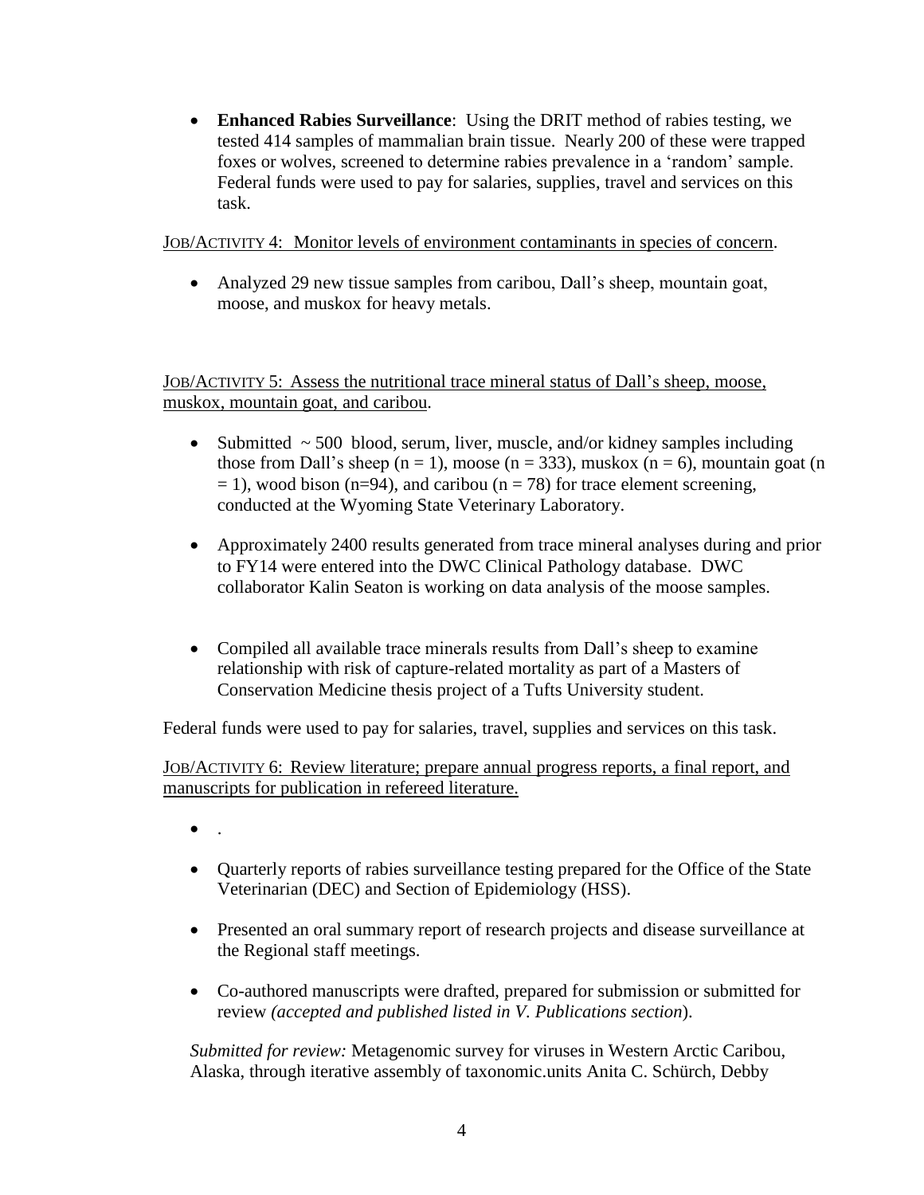- **Enhanced Rabies Surveillance**: Using the DRIT method of rabies testing, we tested 414 samples of mammalian brain tissue. Nearly 200 of these were trapped foxes or wolves, screened to determine rabies prevalence in a 'random' sample. Federal funds were used to pay for salaries, supplies, travel and services on this task.

JOB/ACTIVITY 4: Monitor levels of environment contaminants in species of concern.

- Analyzed 29 new tissue samples from caribou, Dall's sheep, mountain goat, moose, and muskox for heavy metals.

JOB/ACTIVITY 5: Assess the nutritional trace mineral status of Dall's sheep, moose, muskox, mountain goat, and caribou.

- Submitted ~ 500 blood, serum, liver, muscle, and/or kidney samples including those from Dall's sheep (n = 1), moose (n = 333), muskox (n = 6), mountain goat (n = 1), wood bison (n=94), and caribou (n = 78) for trace element screening, conducted at the Wyoming State Veterinary Laboratory.

- Approximately 2400 results generated from trace mineral analyses during and prior to FY14 were entered into the DWC Clinical Pathology database. DWC collaborator Kalin Seaton is working on data analysis of the moose samples.

- Compiled all available trace minerals results from Dall's sheep to examine relationship with risk of capture-related mortality as part of a Masters of Conservation Medicine thesis project of a Tufts University student.

Federal funds were used to pay for salaries, travel, supplies and services on this task.

JOB/ACTIVITY 6: Review literature; prepare annual progress reports, a final report, and manuscripts for publication in refereed literature.

- .

- Quarterly reports of rabies surveillance testing prepared for the Office of the State Veterinarian (DEC) and Section of Epidemiology (HSS).

- Presented an oral summary report of research projects and disease surveillance at the Regional staff meetings.

- Co-authored manuscripts were drafted, prepared for submission or submitted for review *(accepted and published listed in V. Publications section*).

*Submitted for review:* Metagenomic survey for viruses in Western Arctic Caribou, Alaska, through iterative assembly of taxonomic.units Anita C. Schürch, Debby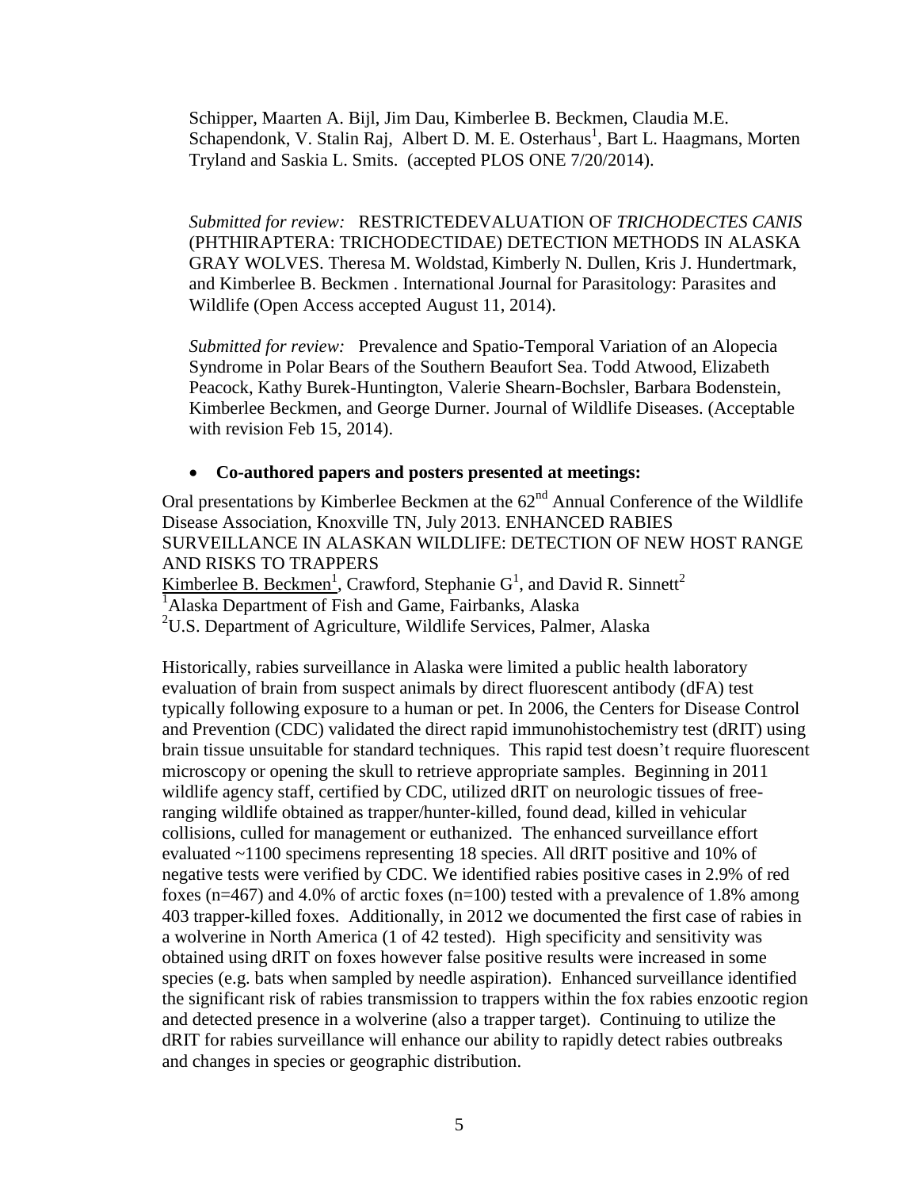Schipper, Maarten A. Bijl, Jim Dau, Kimberlee B. Beckmen, Claudia M.E. Schapendonk, V. Stalin Raj, Albert D. M. E. Osterhaus[1], Bart L. Haagmans, Morten Tryland and Saskia L. Smits. (accepted PLOS ONE 7/20/2014).

*Submitted for review:* RESTRICTEDEVALUATION OF *TRICHODECTES CANIS* (PHTHIRAPTERA: TRICHODECTIDAE) DETECTION METHODS IN ALASKA GRAY WOLVES. Theresa M. Woldstad, Kimberly N. Dullen, Kris J. Hundertmark, and Kimberlee B. Beckmen . International Journal for Parasitology: Parasites and Wildlife (Open Access accepted August 11, 2014).

*Submitted for review:* Prevalence and Spatio-Temporal Variation of an Alopecia Syndrome in Polar Bears of the Southern Beaufort Sea. Todd Atwood, Elizabeth Peacock, Kathy Burek-Huntington, Valerie Shearn-Bochsler, Barbara Bodenstein, Kimberlee Beckmen, and George Durner. Journal of Wildlife Diseases. (Acceptable with revision Feb 15, 2014).

- **Co-authored papers and posters presented at meetings:**

Oral presentations by Kimberlee Beckmen at the 62nd Annual Conference of the Wildlife Disease Association, Knoxville TN, July 2013. ENHANCED RABIES SURVEILLANCE IN ALASKAN WILDLIFE: DETECTION OF NEW HOST RANGE AND RISKS TO TRAPPERS

Kimberlee B. Beckmen[1], Crawford, Stephanie G[1], and David R. Sinnett[2]

[1]Alaska Department of Fish and Game, Fairbanks, Alaska

[2]U.S. Department of Agriculture, Wildlife Services, Palmer, Alaska

Historically, rabies surveillance in Alaska were limited a public health laboratory evaluation of brain from suspect animals by direct fluorescent antibody (dFA) test typically following exposure to a human or pet. In 2006, the Centers for Disease Control and Prevention (CDC) validated the direct rapid immunohistochemistry test (dRIT) using brain tissue unsuitable for standard techniques. This rapid test doesn't require fluorescent microscopy or opening the skull to retrieve appropriate samples. Beginning in 2011 wildlife agency staff, certified by CDC, utilized dRIT on neurologic tissues of free-ranging wildlife obtained as trapper/hunter-killed, found dead, killed in vehicular collisions, culled for management or euthanized. The enhanced surveillance effort evaluated ~1100 specimens representing 18 species. All dRIT positive and 10% of negative tests were verified by CDC. We identified rabies positive cases in 2.9% of red foxes (n=467) and 4.0% of arctic foxes (n=100) tested with a prevalence of 1.8% among 403 trapper-killed foxes. Additionally, in 2012 we documented the first case of rabies in a wolverine in North America (1 of 42 tested). High specificity and sensitivity was obtained using dRIT on foxes however false positive results were increased in some species (e.g. bats when sampled by needle aspiration). Enhanced surveillance identified the significant risk of rabies transmission to trappers within the fox rabies enzootic region and detected presence in a wolverine (also a trapper target). Continuing to utilize the dRIT for rabies surveillance will enhance our ability to rapidly detect rabies outbreaks and changes in species or geographic distribution.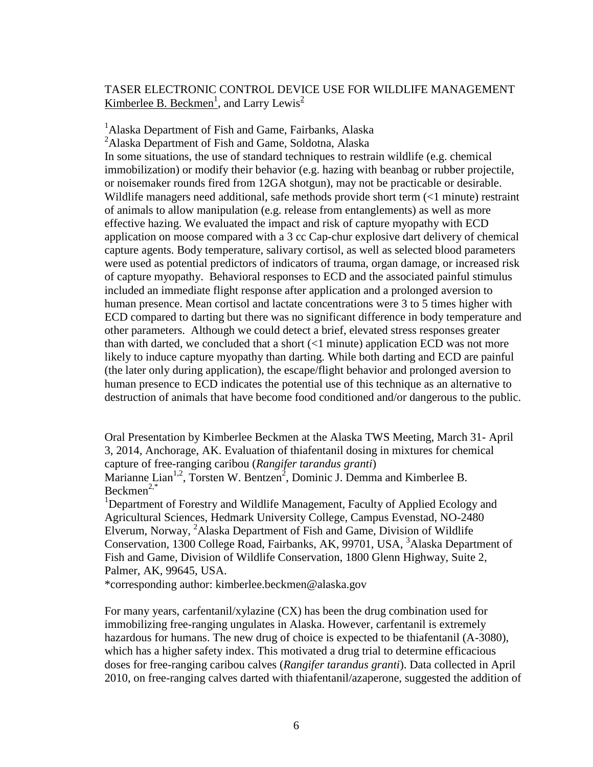TASER ELECTRONIC CONTROL DEVICE USE FOR WILDLIFE MANAGEMENT
Kimberlee B. Beckmen[1], and Larry Lewis[2]

[1]Alaska Department of Fish and Game, Fairbanks, Alaska
[2]Alaska Department of Fish and Game, Soldotna, Alaska

In some situations, the use of standard techniques to restrain wildlife (e.g. chemical immobilization) or modify their behavior (e.g. hazing with beanbag or rubber projectile, or noisemaker rounds fired from 12GA shotgun), may not be practicable or desirable. Wildlife managers need additional, safe methods provide short term (<1 minute) restraint of animals to allow manipulation (e.g. release from entanglements) as well as more effective hazing. We evaluated the impact and risk of capture myopathy with ECD application on moose compared with a 3 cc Cap-chur explosive dart delivery of chemical capture agents. Body temperature, salivary cortisol, as well as selected blood parameters were used as potential predictors of indicators of trauma, organ damage, or increased risk of capture myopathy. Behavioral responses to ECD and the associated painful stimulus included an immediate flight response after application and a prolonged aversion to human presence. Mean cortisol and lactate concentrations were 3 to 5 times higher with ECD compared to darting but there was no significant difference in body temperature and other parameters. Although we could detect a brief, elevated stress responses greater than with darted, we concluded that a short (<1 minute) application ECD was not more likely to induce capture myopathy than darting. While both darting and ECD are painful (the later only during application), the escape/flight behavior and prolonged aversion to human presence to ECD indicates the potential use of this technique as an alternative to destruction of animals that have become food conditioned and/or dangerous to the public.

Oral Presentation by Kimberlee Beckmen at the Alaska TWS Meeting, March 31- April 3, 2014, Anchorage, AK. Evaluation of thiafentanil dosing in mixtures for chemical capture of free-ranging caribou (*Rangifer tarandus granti*)
Marianne Lian[1,2], Torsten W. Bentzen[2], Dominic J. Demma and Kimberlee B. Beckmen[2,*]

[1]Department of Forestry and Wildlife Management, Faculty of Applied Ecology and Agricultural Sciences, Hedmark University College, Campus Evenstad, NO-2480 Elverum, Norway, [2]Alaska Department of Fish and Game, Division of Wildlife Conservation, 1300 College Road, Fairbanks, AK, 99701, USA, [3]Alaska Department of Fish and Game, Division of Wildlife Conservation, 1800 Glenn Highway, Suite 2, Palmer, AK, 99645, USA.
*corresponding author: kimberlee.beckmen@alaska.gov

For many years, carfentanil/xylazine (CX) has been the drug combination used for immobilizing free-ranging ungulates in Alaska. However, carfentanil is extremely hazardous for humans. The new drug of choice is expected to be thiafentanil (A-3080), which has a higher safety index. This motivated a drug trial to determine efficacious doses for free-ranging caribou calves (*Rangifer tarandus granti*). Data collected in April 2010, on free-ranging calves darted with thiafentanil/azaperone, suggested the addition of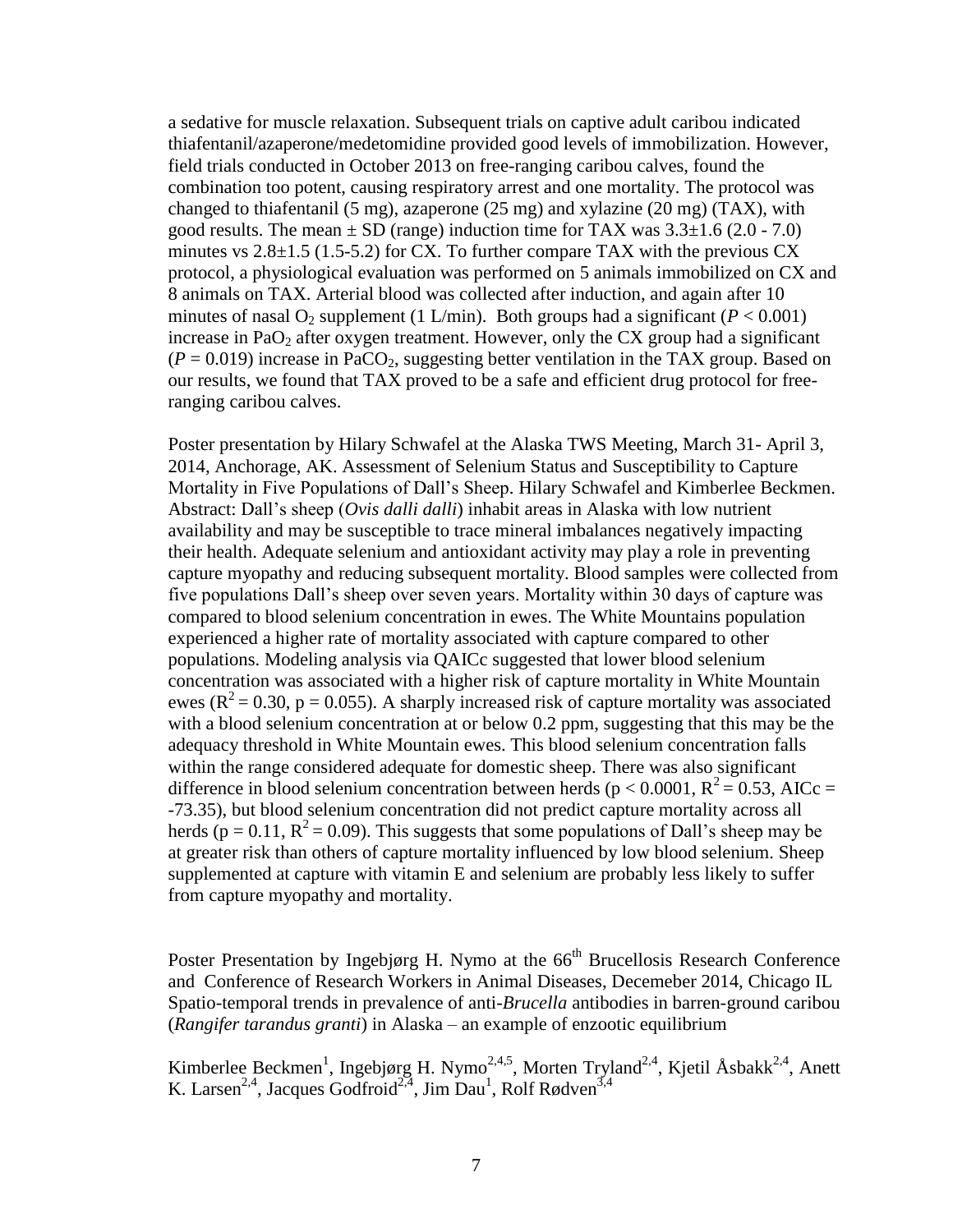a sedative for muscle relaxation. Subsequent trials on captive adult caribou indicated thiafentanil/azaperone/medetomidine provided good levels of immobilization. However, field trials conducted in October 2013 on free-ranging caribou calves, found the combination too potent, causing respiratory arrest and one mortality. The protocol was changed to thiafentanil (5 mg), azaperone (25 mg) and xylazine (20 mg) (TAX), with good results. The mean ± SD (range) induction time for TAX was 3.3±1.6 (2.0 - 7.0) minutes vs 2.8±1.5 (1.5-5.2) for CX. To further compare TAX with the previous CX protocol, a physiological evaluation was performed on 5 animals immobilized on CX and 8 animals on TAX. Arterial blood was collected after induction, and again after 10 minutes of nasal $O_2$ supplement (1 L/min). Both groups had a significant ($P < 0.001$) increase in $PaO_2$ after oxygen treatment. However, only the CX group had a significant ($P = 0.019$) increase in $PaCO_2$, suggesting better ventilation in the TAX group. Based on our results, we found that TAX proved to be a safe and efficient drug protocol for free-ranging caribou calves.

Poster presentation by Hilary Schwafel at the Alaska TWS Meeting, March 31- April 3, 2014, Anchorage, AK. Assessment of Selenium Status and Susceptibility to Capture Mortality in Five Populations of Dall's Sheep. Hilary Schwafel and Kimberlee Beckmen. Abstract: Dall's sheep (*Ovis dalli dalli*) inhabit areas in Alaska with low nutrient availability and may be susceptible to trace mineral imbalances negatively impacting their health. Adequate selenium and antioxidant activity may play a role in preventing capture myopathy and reducing subsequent mortality. Blood samples were collected from five populations Dall's sheep over seven years. Mortality within 30 days of capture was compared to blood selenium concentration in ewes. The White Mountains population experienced a higher rate of mortality associated with capture compared to other populations. Modeling analysis via QAICc suggested that lower blood selenium concentration was associated with a higher risk of capture mortality in White Mountain ewes ($R^2 = 0.30$, $p = 0.055$). A sharply increased risk of capture mortality was associated with a blood selenium concentration at or below 0.2 ppm, suggesting that this may be the adequacy threshold in White Mountain ewes. This blood selenium concentration falls within the range considered adequate for domestic sheep. There was also significant difference in blood selenium concentration between herds ($p < 0.0001$, $R^2 = 0.53$, AICc = -73.35), but blood selenium concentration did not predict capture mortality across all herds ($p = 0.11$, $R^2 = 0.09$). This suggests that some populations of Dall's sheep may be at greater risk than others of capture mortality influenced by low blood selenium. Sheep supplemented at capture with vitamin E and selenium are probably less likely to suffer from capture myopathy and mortality.

Poster Presentation by Ingebjørg H. Nymo at the 66th Brucellosis Research Conference and Conference of Research Workers in Animal Diseases, Decemeber 2014, Chicago IL Spatio-temporal trends in prevalence of anti-*Brucella* antibodies in barren-ground caribou (*Rangifer tarandus granti*) in Alaska – an example of enzootic equilibrium

Kimberlee Beckmen[1], Ingebjørg H. Nymo[2,4,5], Morten Tryland[2,4], Kjetil Åsbakk[2,4], Anett K. Larsen[2,4], Jacques Godfroid[2,4], Jim Dau[1], Rolf Rødven[3,4]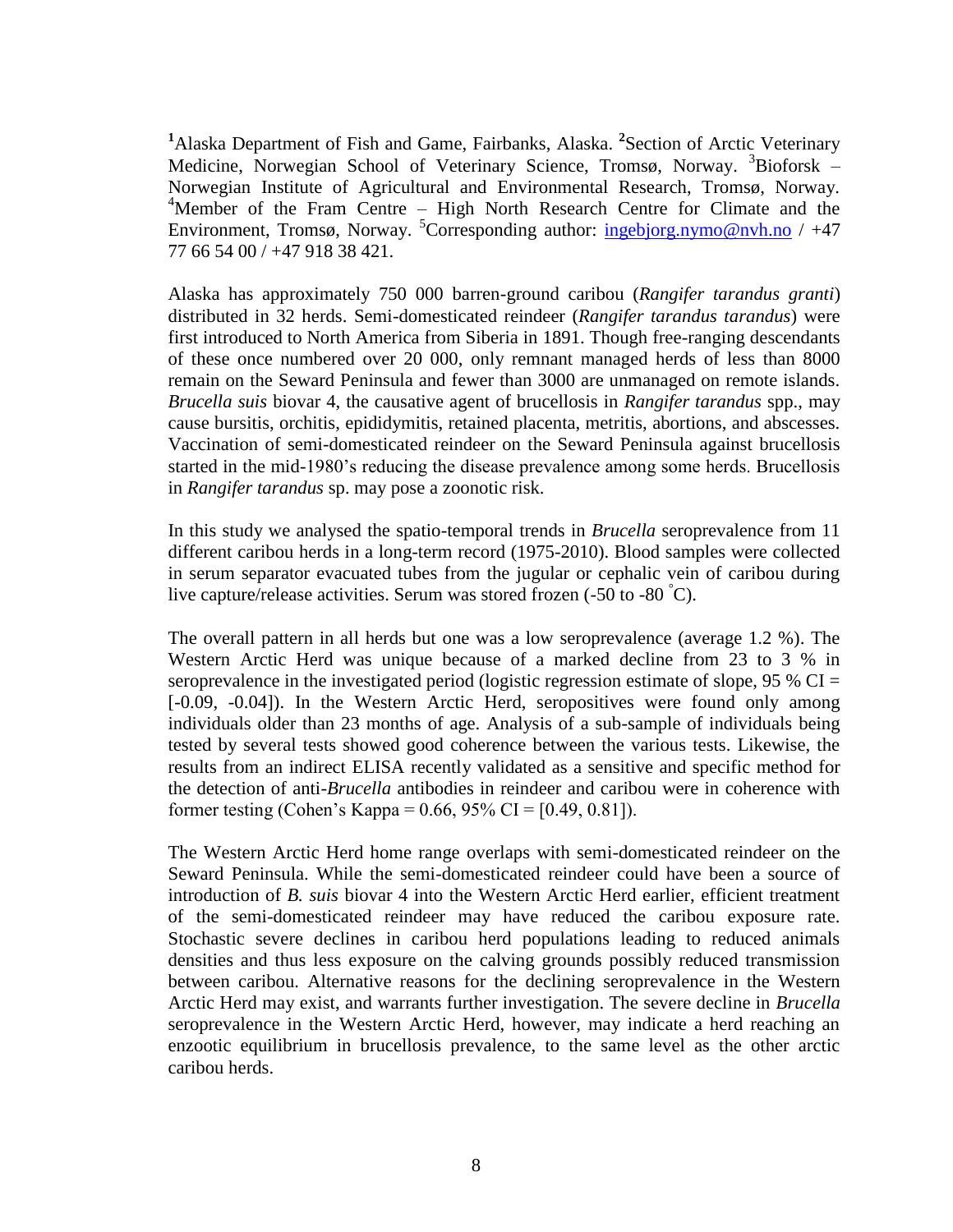[1]Alaska Department of Fish and Game, Fairbanks, Alaska. [2]Section of Arctic Veterinary Medicine, Norwegian School of Veterinary Science, Tromsø, Norway. [3]Bioforsk – Norwegian Institute of Agricultural and Environmental Research, Tromsø, Norway. [4]Member of the Fram Centre – High North Research Centre for Climate and the Environment, Tromsø, Norway. [5]Corresponding author: ingebjorg.nymo@nvh.no / +47 77 66 54 00 / +47 918 38 421.

Alaska has approximately 750 000 barren-ground caribou (*Rangifer tarandus granti*) distributed in 32 herds. Semi-domesticated reindeer (*Rangifer tarandus tarandus*) were first introduced to North America from Siberia in 1891. Though free-ranging descendants of these once numbered over 20 000, only remnant managed herds of less than 8000 remain on the Seward Peninsula and fewer than 3000 are unmanaged on remote islands. *Brucella suis* biovar 4, the causative agent of brucellosis in *Rangifer tarandus* spp., may cause bursitis, orchitis, epididymitis, retained placenta, metritis, abortions, and abscesses. Vaccination of semi-domesticated reindeer on the Seward Peninsula against brucellosis started in the mid-1980's reducing the disease prevalence among some herds. Brucellosis in *Rangifer tarandus* sp. may pose a zoonotic risk.

In this study we analysed the spatio-temporal trends in *Brucella* seroprevalence from 11 different caribou herds in a long-term record (1975-2010). Blood samples were collected in serum separator evacuated tubes from the jugular or cephalic vein of caribou during live capture/release activities. Serum was stored frozen (-50 to -80 °C).

The overall pattern in all herds but one was a low seroprevalence (average 1.2 %). The Western Arctic Herd was unique because of a marked decline from 23 to 3 % in seroprevalence in the investigated period (logistic regression estimate of slope, 95 % CI = [-0.09, -0.04]). In the Western Arctic Herd, seropositives were found only among individuals older than 23 months of age. Analysis of a sub-sample of individuals being tested by several tests showed good coherence between the various tests. Likewise, the results from an indirect ELISA recently validated as a sensitive and specific method for the detection of anti-*Brucella* antibodies in reindeer and caribou were in coherence with former testing (Cohen's Kappa = 0.66, 95% CI = [0.49, 0.81]).

The Western Arctic Herd home range overlaps with semi-domesticated reindeer on the Seward Peninsula. While the semi-domesticated reindeer could have been a source of introduction of *B. suis* biovar 4 into the Western Arctic Herd earlier, efficient treatment of the semi-domesticated reindeer may have reduced the caribou exposure rate. Stochastic severe declines in caribou herd populations leading to reduced animals densities and thus less exposure on the calving grounds possibly reduced transmission between caribou. Alternative reasons for the declining seroprevalence in the Western Arctic Herd may exist, and warrants further investigation. The severe decline in *Brucella* seroprevalence in the Western Arctic Herd, however, may indicate a herd reaching an enzootic equilibrium in brucellosis prevalence, to the same level as the other arctic caribou herds.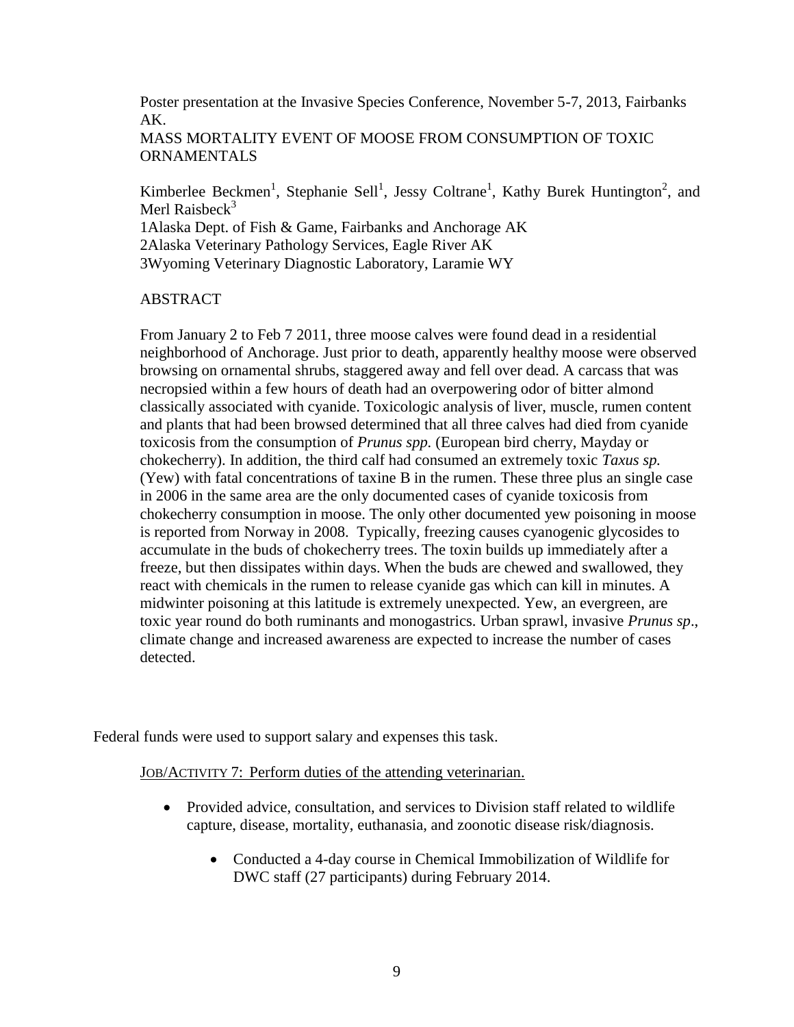Poster presentation at the Invasive Species Conference, November 5-7, 2013, Fairbanks AK.

MASS MORTALITY EVENT OF MOOSE FROM CONSUMPTION OF TOXIC ORNAMENTALS

Kimberlee Beckmen[1], Stephanie Sell[1], Jessy Coltrane[1], Kathy Burek Huntington[2], and Merl Raisbeck[3]

1Alaska Dept. of Fish & Game, Fairbanks and Anchorage AK
2Alaska Veterinary Pathology Services, Eagle River AK
3Wyoming Veterinary Diagnostic Laboratory, Laramie WY

ABSTRACT

From January 2 to Feb 7 2011, three moose calves were found dead in a residential neighborhood of Anchorage. Just prior to death, apparently healthy moose were observed browsing on ornamental shrubs, staggered away and fell over dead. A carcass that was necropsied within a few hours of death had an overpowering odor of bitter almond classically associated with cyanide. Toxicologic analysis of liver, muscle, rumen content and plants that had been browsed determined that all three calves had died from cyanide toxicosis from the consumption of *Prunus spp.* (European bird cherry, Mayday or chokecherry). In addition, the third calf had consumed an extremely toxic *Taxus sp.* (Yew) with fatal concentrations of taxine B in the rumen. These three plus an single case in 2006 in the same area are the only documented cases of cyanide toxicosis from chokecherry consumption in moose. The only other documented yew poisoning in moose is reported from Norway in 2008. Typically, freezing causes cyanogenic glycosides to accumulate in the buds of chokecherry trees. The toxin builds up immediately after a freeze, but then dissipates within days. When the buds are chewed and swallowed, they react with chemicals in the rumen to release cyanide gas which can kill in minutes. A midwinter poisoning at this latitude is extremely unexpected. Yew, an evergreen, are toxic year round do both ruminants and monogastrics. Urban sprawl, invasive *Prunus sp*., climate change and increased awareness are expected to increase the number of cases detected.

Federal funds were used to support salary and expenses this task.

JOB/ACTIVITY 7: Perform duties of the attending veterinarian.

- Provided advice, consultation, and services to Division staff related to wildlife capture, disease, mortality, euthanasia, and zoonotic disease risk/diagnosis.
  - Conducted a 4-day course in Chemical Immobilization of Wildlife for DWC staff (27 participants) during February 2014.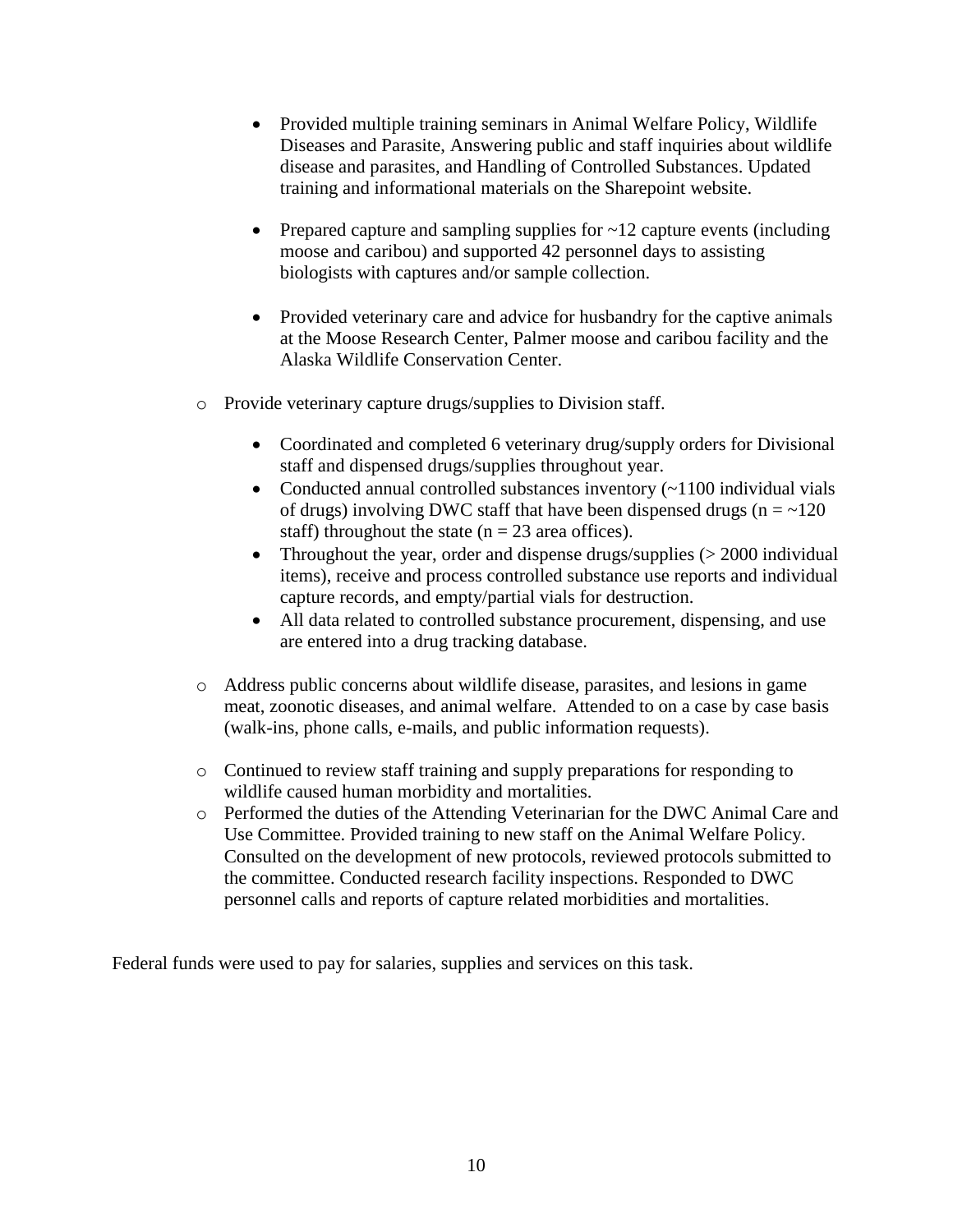- Provided multiple training seminars in Animal Welfare Policy, Wildlife Diseases and Parasite, Answering public and staff inquiries about wildlife disease and parasites, and Handling of Controlled Substances. Updated training and informational materials on the Sharepoint website.

  - Prepared capture and sampling supplies for ~12 capture events (including moose and caribou) and supported 42 personnel days to assisting biologists with captures and/or sample collection.

  - Provided veterinary care and advice for husbandry for the captive animals at the Moose Research Center, Palmer moose and caribou facility and the Alaska Wildlife Conservation Center.

- Provide veterinary capture drugs/supplies to Division staff.

  - Coordinated and completed 6 veterinary drug/supply orders for Divisional staff and dispensed drugs/supplies throughout year.
  - Conducted annual controlled substances inventory (~1100 individual vials of drugs) involving DWC staff that have been dispensed drugs ($n = \sim 120$ staff) throughout the state ($n = 23$ area offices).
  - Throughout the year, order and dispense drugs/supplies (> 2000 individual items), receive and process controlled substance use reports and individual capture records, and empty/partial vials for destruction.
  - All data related to controlled substance procurement, dispensing, and use are entered into a drug tracking database.

- Address public concerns about wildlife disease, parasites, and lesions in game meat, zoonotic diseases, and animal welfare. Attended to on a case by case basis (walk-ins, phone calls, e-mails, and public information requests).

- Continued to review staff training and supply preparations for responding to wildlife caused human morbidity and mortalities.
- Performed the duties of the Attending Veterinarian for the DWC Animal Care and Use Committee. Provided training to new staff on the Animal Welfare Policy. Consulted on the development of new protocols, reviewed protocols submitted to the committee. Conducted research facility inspections. Responded to DWC personnel calls and reports of capture related morbidities and mortalities.

Federal funds were used to pay for salaries, supplies and services on this task.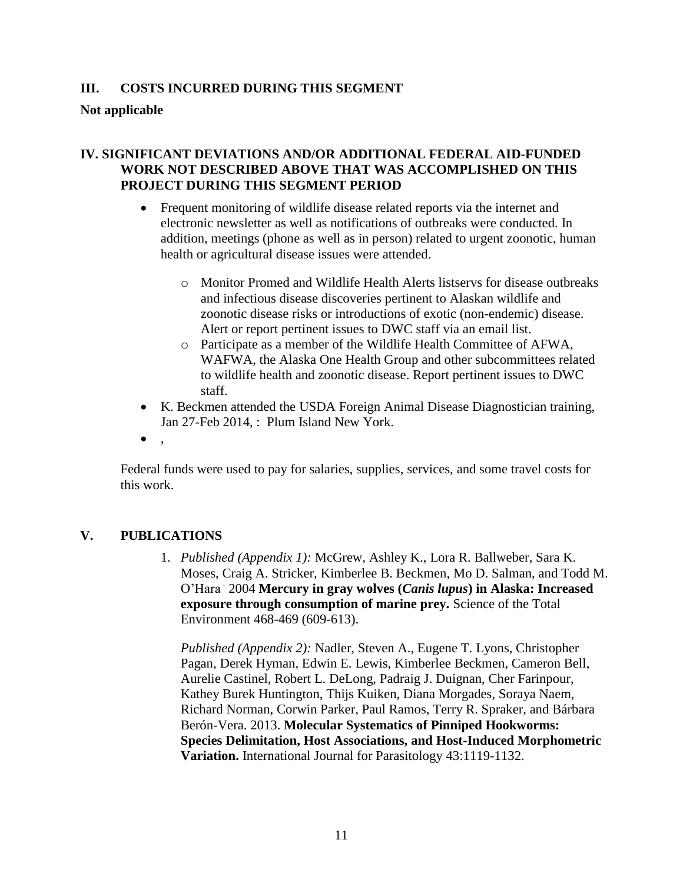## III. COSTS INCURRED DURING THIS SEGMENT

**Not applicable**

## IV. SIGNIFICANT DEVIATIONS AND/OR ADDITIONAL FEDERAL AID-FUNDED WORK NOT DESCRIBED ABOVE THAT WAS ACCOMPLISHED ON THIS PROJECT DURING THIS SEGMENT PERIOD

- Frequent monitoring of wildlife disease related reports via the internet and electronic newsletter as well as notifications of outbreaks were conducted. In addition, meetings (phone as well as in person) related to urgent zoonotic, human health or agricultural disease issues were attended.
    - Monitor Promed and Wildlife Health Alerts listservs for disease outbreaks and infectious disease discoveries pertinent to Alaskan wildlife and zoonotic disease risks or introductions of exotic (non-endemic) disease. Alert or report pertinent issues to DWC staff via an email list.
    - Participate as a member of the Wildlife Health Committee of AFWA, WAFWA, the Alaska One Health Group and other subcommittees related to wildlife health and zoonotic disease. Report pertinent issues to DWC staff.
- K. Beckmen attended the USDA Foreign Animal Disease Diagnostician training, Jan 27-Feb 2014, : Plum Island New York.
- ,

Federal funds were used to pay for salaries, supplies, services, and some travel costs for this work.

## V. PUBLICATIONS

1. *Published (Appendix 1):* McGrew, Ashley K., Lora R. Ballweber, Sara K. Moses, Craig A. Stricker, Kimberlee B. Beckmen, Mo D. Salman, and Todd M. O'Hara . 2004 **Mercury in gray wolves (*Canis lupus*) in Alaska: Increased exposure through consumption of marine prey.** Science of the Total Environment 468-469 (609-613).

   *Published (Appendix 2):* Nadler, Steven A., Eugene T. Lyons, Christopher Pagan, Derek Hyman, Edwin E. Lewis, Kimberlee Beckmen, Cameron Bell, Aurelie Castinel, Robert L. DeLong, Padraig J. Duignan, Cher Farinpour, Kathey Burek Huntington, Thijs Kuiken, Diana Morgades, Soraya Naem, Richard Norman, Corwin Parker, Paul Ramos, Terry R. Spraker, and Bárbara Berón-Vera. 2013. **Molecular Systematics of Pinniped Hookworms: Species Delimitation, Host Associations, and Host-Induced Morphometric Variation.** International Journal for Parasitology 43:1119-1132.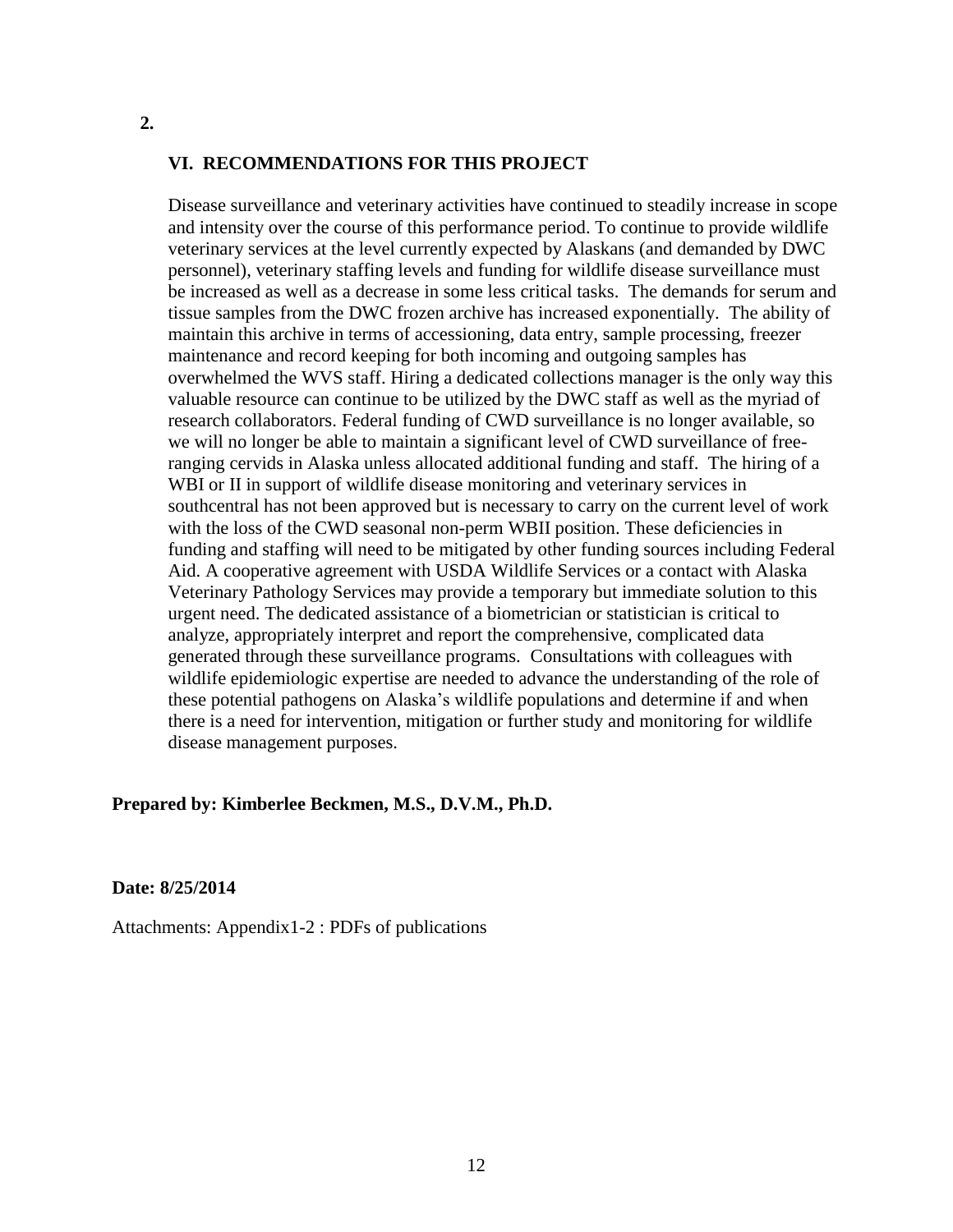**2.**

## VI. RECOMMENDATIONS FOR THIS PROJECT

Disease surveillance and veterinary activities have continued to steadily increase in scope and intensity over the course of this performance period. To continue to provide wildlife veterinary services at the level currently expected by Alaskans (and demanded by DWC personnel), veterinary staffing levels and funding for wildlife disease surveillance must be increased as well as a decrease in some less critical tasks. The demands for serum and tissue samples from the DWC frozen archive has increased exponentially. The ability of maintain this archive in terms of accessioning, data entry, sample processing, freezer maintenance and record keeping for both incoming and outgoing samples has overwhelmed the WVS staff. Hiring a dedicated collections manager is the only way this valuable resource can continue to be utilized by the DWC staff as well as the myriad of research collaborators. Federal funding of CWD surveillance is no longer available, so we will no longer be able to maintain a significant level of CWD surveillance of free-ranging cervids in Alaska unless allocated additional funding and staff. The hiring of a WBI or II in support of wildlife disease monitoring and veterinary services in southcentral has not been approved but is necessary to carry on the current level of work with the loss of the CWD seasonal non-perm WBII position. These deficiencies in funding and staffing will need to be mitigated by other funding sources including Federal Aid. A cooperative agreement with USDA Wildlife Services or a contact with Alaska Veterinary Pathology Services may provide a temporary but immediate solution to this urgent need. The dedicated assistance of a biometrician or statistician is critical to analyze, appropriately interpret and report the comprehensive, complicated data generated through these surveillance programs. Consultations with colleagues with wildlife epidemiologic expertise are needed to advance the understanding of the role of these potential pathogens on Alaska's wildlife populations and determine if and when there is a need for intervention, mitigation or further study and monitoring for wildlife disease management purposes.

**Prepared by: Kimberlee Beckmen, M.S., D.V.M., Ph.D.**

**Date: 8/25/2014**

Attachments: Appendix1-2 : PDFs of publications